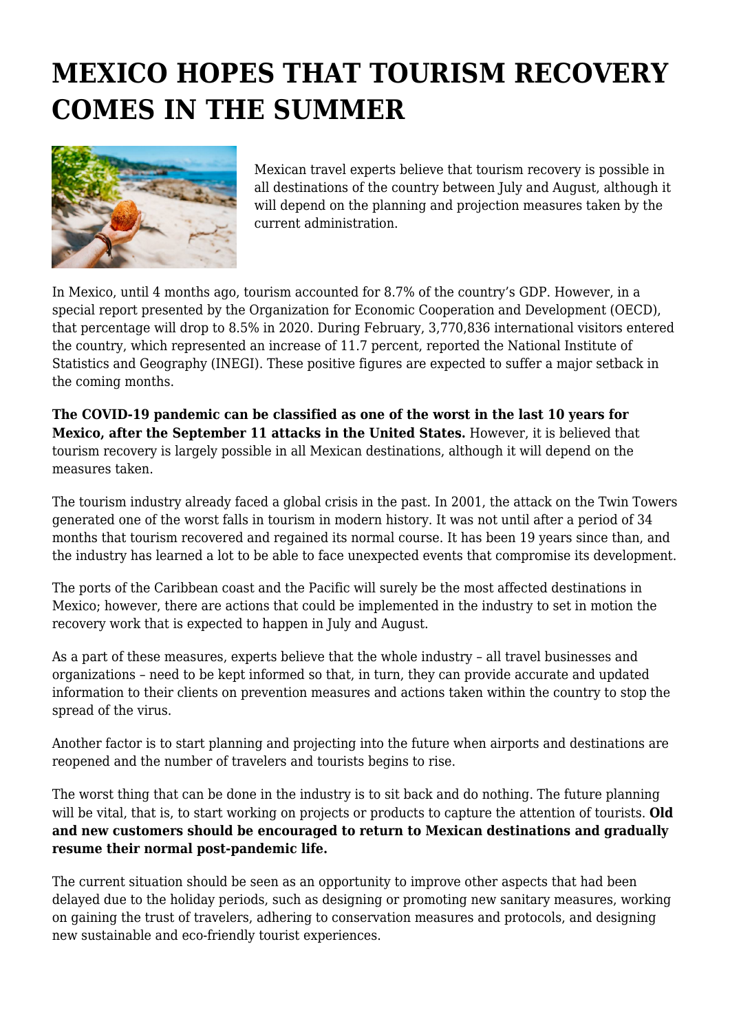# MEXICO HOPES THAT TOURISM RECOVERY COMES IN THE SUMMER

Mexican travel experts believe that tourism recovery is possible in all destinations of the country between July and August, although it will depend on the planning and projection measures taken by the current administration.

In Mexico, until 4 months ago, tourism accounted for 8.7% of the country's GDP. However, in a special report presented by the Organization for Economic Cooperation and Development (OECD), that percentage will drop to 8.5% in 2020. During February, 3,770,836 international visitors entered the country, which represented an increase of 11.7 percent, reported the National Institute of Statistics and Geography (INEGI). These positive figures are expected to suffer a major setback in the coming months.

**The COVID-19 pandemic can be classified as one of the worst in the last 10 years for Mexico, after the September 11 attacks in the United States.** However, it is believed that tourism recovery is largely possible in all Mexican destinations, although it will depend on the measures taken.

The tourism industry already faced a global crisis in the past. In 2001, the attack on the Twin Towers generated one of the worst falls in tourism in modern history. It was not until after a period of 34 months that tourism recovered and regained its normal course. It has been 19 years since than, and the industry has learned a lot to be able to face unexpected events that compromise its development.

The ports of the Caribbean coast and the Pacific will surely be the most affected destinations in Mexico; however, there are actions that could be implemented in the industry to set in motion the recovery work that is expected to happen in July and August.

As a part of these measures, experts believe that the whole industry – all travel businesses and organizations – need to be kept informed so that, in turn, they can provide accurate and updated information to their clients on prevention measures and actions taken within the country to stop the spread of the virus.

Another factor is to start planning and projecting into the future when airports and destinations are reopened and the number of travelers and tourists begins to rise.

The worst thing that can be done in the industry is to sit back and do nothing. The future planning will be vital, that is, to start working on projects or products to capture the attention of tourists. **Old and new customers should be encouraged to return to Mexican destinations and gradually resume their normal post-pandemic life.**

The current situation should be seen as an opportunity to improve other aspects that had been delayed due to the holiday periods, such as designing or promoting new sanitary measures, working on gaining the trust of travelers, adhering to conservation measures and protocols, and designing new sustainable and eco-friendly tourist experiences.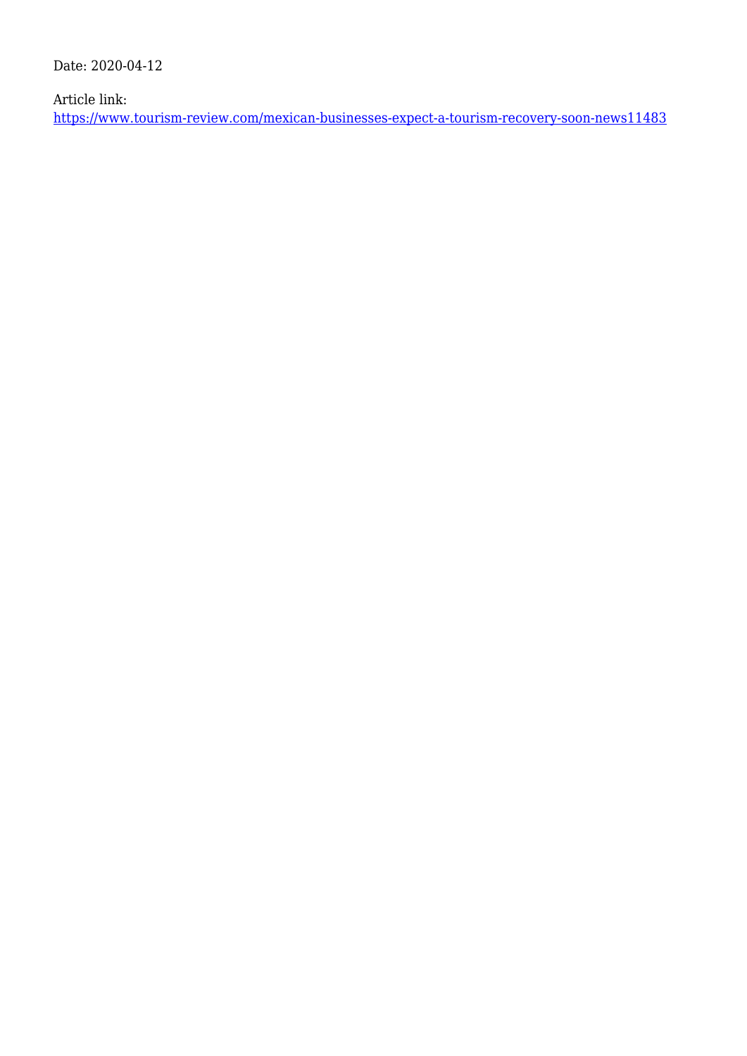Date: 2020-04-12

Article link:
https://www.tourism-review.com/mexican-businesses-expect-a-tourism-recovery-soon-news11483